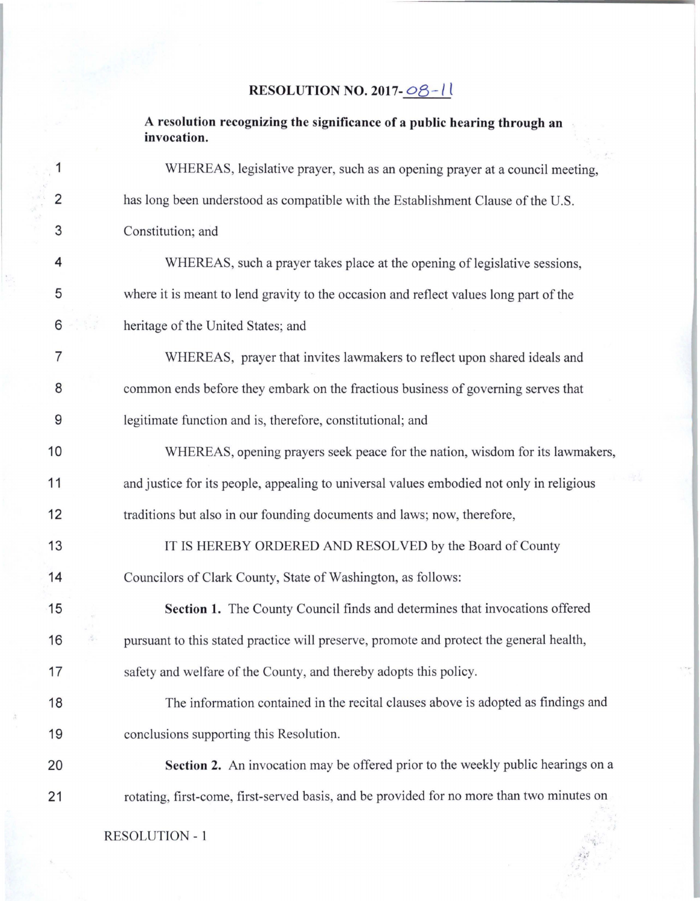# RESOLUTION NO. 2017-08-11

**A resolution recognizing the significance of a public hearing through an invocation.**

WHEREAS, legislative prayer, such as an opening prayer at a council meeting, has long been understood as compatible with the Establishment Clause of the U.S. Constitution; and

WHEREAS, such a prayer takes place at the opening of legislative sessions, where it is meant to lend gravity to the occasion and reflect values long part of the heritage of the United States; and

WHEREAS, prayer that invites lawmakers to reflect upon shared ideals and common ends before they embark on the fractious business of governing serves that legitimate function and is, therefore, constitutional; and

WHEREAS, opening prayers seek peace for the nation, wisdom for its lawmakers, and justice for its people, appealing to universal values embodied not only in religious traditions but also in our founding documents and laws; now, therefore,

IT IS HEREBY ORDERED AND RESOLVED by the Board of County Councilors of Clark County, State of Washington, as follows:

**Section 1.** The County Council finds and determines that invocations offered pursuant to this stated practice will preserve, promote and protect the general health, safety and welfare of the County, and thereby adopts this policy.

The information contained in the recital clauses above is adopted as findings and conclusions supporting this Resolution.

**Section 2.** An invocation may be offered prior to the weekly public hearings on a rotating, first-come, first-served basis, and be provided for no more than two minutes on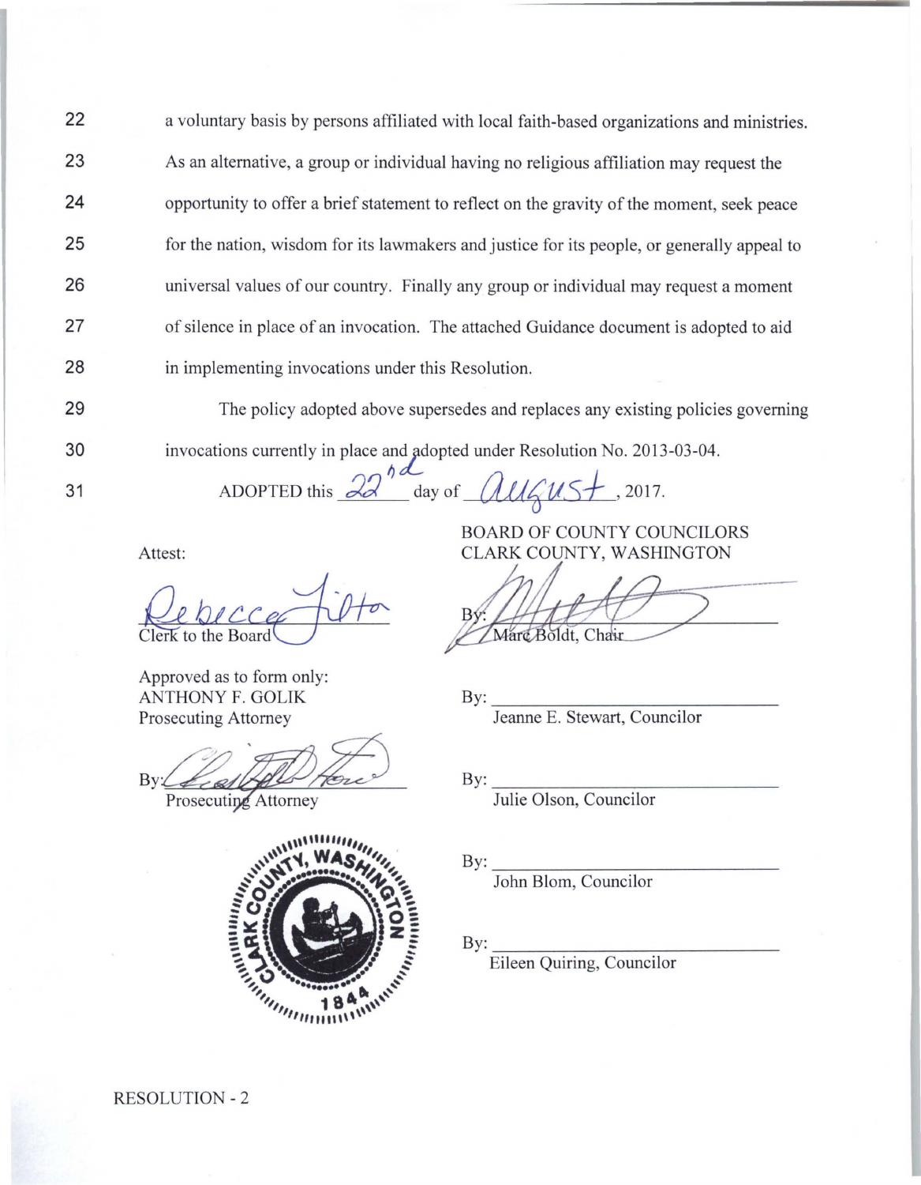22 a voluntary basis by persons affiliated with local faith-based organizations and ministries.
23 As an alternative, a group or individual having no religious affiliation may request the
24 opportunity to offer a brief statement to reflect on the gravity of the moment, seek peace
25 for the nation, wisdom for its lawmakers and justice for its people, or generally appeal to
26 universal values of our country. Finally any group or individual may request a moment
27 of silence in place of an invocation. The attached Guidance document is adopted to aid
28 in implementing invocations under this Resolution.

29 The policy adopted above supersedes and replaces any existing policies governing
30 invocations currently in place and adopted under Resolution No. 2013-03-04.

31 ADOPTED this 22nd day of August, 2017.

BOARD OF COUNTY COUNCILORS
CLARK COUNTY, WASHINGTON

Attest:

Rebecca Tilton
Clerk to the Board

By: Marc Boldt
Marc Boldt, Chair

Approved as to form only:
ANTHONY F. GOLIK
Prosecuting Attorney

By: ______________________
Jeanne E. Stewart, Councilor

By: [signature]
Prosecuting Attorney

By: ______________________
Julie Olson, Councilor

By: ______________________
John Blom, Councilor

By: ______________________
Eileen Quiring, Councilor

CLARK COUNTY, WASHINGTON 1844

RESOLUTION - 2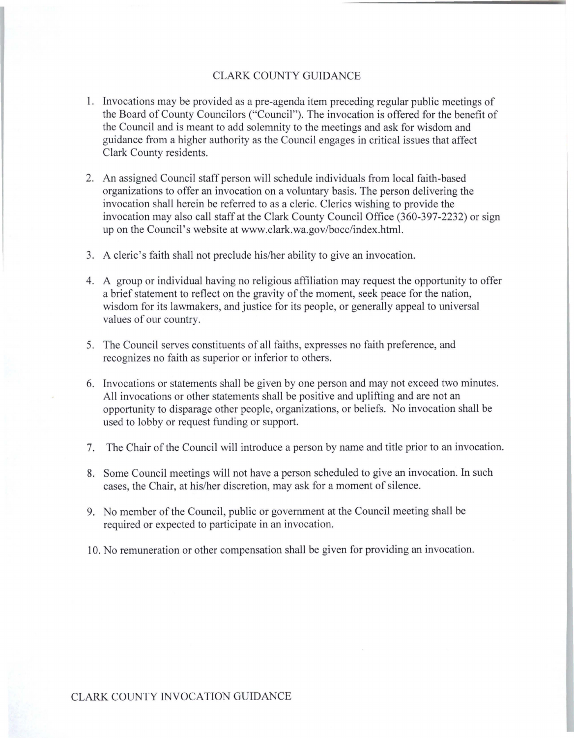# CLARK COUNTY GUIDANCE

1. Invocations may be provided as a pre-agenda item preceding regular public meetings of the Board of County Councilors ("Council"). The invocation is offered for the benefit of the Council and is meant to add solemnity to the meetings and ask for wisdom and guidance from a higher authority as the Council engages in critical issues that affect Clark County residents.

2. An assigned Council staff person will schedule individuals from local faith-based organizations to offer an invocation on a voluntary basis. The person delivering the invocation shall herein be referred to as a cleric. Clerics wishing to provide the invocation may also call staff at the Clark County Council Office (360-397-2232) or sign up on the Council's website at www.clark.wa.gov/bocc/index.html.

3. A cleric's faith shall not preclude his/her ability to give an invocation.

4. A group or individual having no religious affiliation may request the opportunity to offer a brief statement to reflect on the gravity of the moment, seek peace for the nation, wisdom for its lawmakers, and justice for its people, or generally appeal to universal values of our country.

5. The Council serves constituents of all faiths, expresses no faith preference, and recognizes no faith as superior or inferior to others.

6. Invocations or statements shall be given by one person and may not exceed two minutes. All invocations or other statements shall be positive and uplifting and are not an opportunity to disparage other people, organizations, or beliefs. No invocation shall be used to lobby or request funding or support.

7. The Chair of the Council will introduce a person by name and title prior to an invocation.

8. Some Council meetings will not have a person scheduled to give an invocation. In such cases, the Chair, at his/her discretion, may ask for a moment of silence.

9. No member of the Council, public or government at the Council meeting shall be required or expected to participate in an invocation.

10. No remuneration or other compensation shall be given for providing an invocation.

CLARK COUNTY INVOCATION GUIDANCE